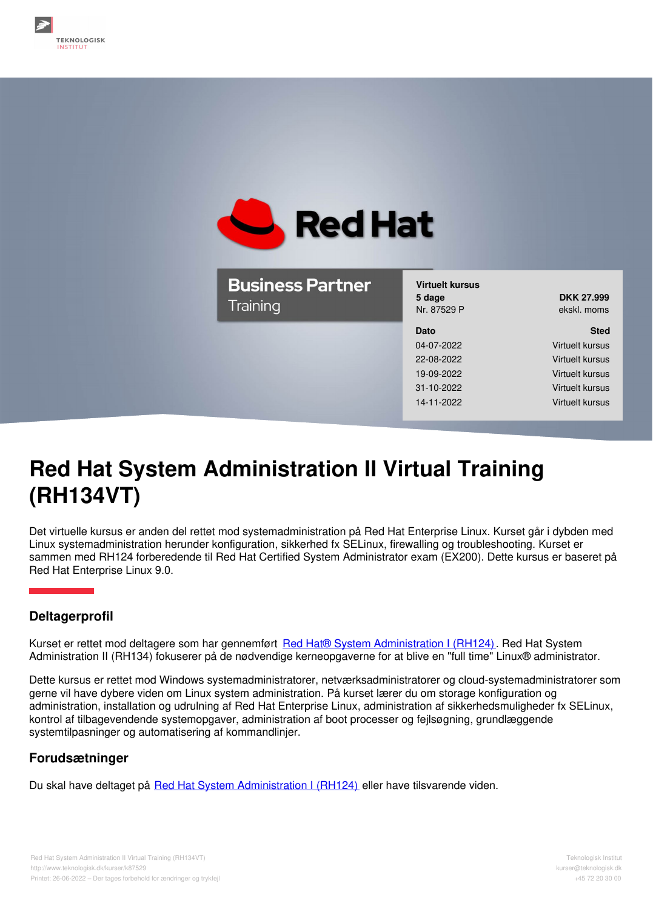Red Hat

Business Partner Training

| Virtuelt kursus | |
|---|---|
| 5 dage | DKK 27.999 |
| Nr. 87529 P | ekskl. moms |

| Dato | Sted |
|---|---|
| 04-07-2022 | Virtuelt kursus |
| 22-08-2022 | Virtuelt kursus |
| 19-09-2022 | Virtuelt kursus |
| 31-10-2022 | Virtuelt kursus |
| 14-11-2022 | Virtuelt kursus |

# Red Hat System Administration II Virtual Training (RH134VT)

Det virtuelle kursus er anden del rettet mod systemadministration på Red Hat Enterprise Linux. Kurset går i dybden med Linux systemadministration herunder konfiguration, sikkerhed fx SELinux, firewalling og troubleshooting. Kurset er sammen med RH124 forberedende til Red Hat Certified System Administrator exam (EX200). Dette kursus er baseret på Red Hat Enterprise Linux 9.0.

## Deltagerprofil

Kurset er rettet mod deltagere som har gennemført Red Hat® System Administration I (RH124). Red Hat System Administration II (RH134) fokuserer på de nødvendige kerneopgaverne for at blive en "full time" Linux® administrator.

Dette kursus er rettet mod Windows systemadministratorer, netværksadministratorer og cloud-systemadministratorer som gerne vil have dybere viden om Linux system administration. På kurset lærer du om storage konfiguration og administration, installation og udrulning af Red Hat Enterprise Linux, administration af sikkerhedsmuligheder fx SELinux, kontrol af tilbagevendende systemopgaver, administration af boot processer og fejlsøgning, grundlæggende systemtilpasninger og automatisering af kommandlinjer.

## Forudsætninger

Du skal have deltaget på Red Hat System Administration I (RH124) eller have tilsvarende viden.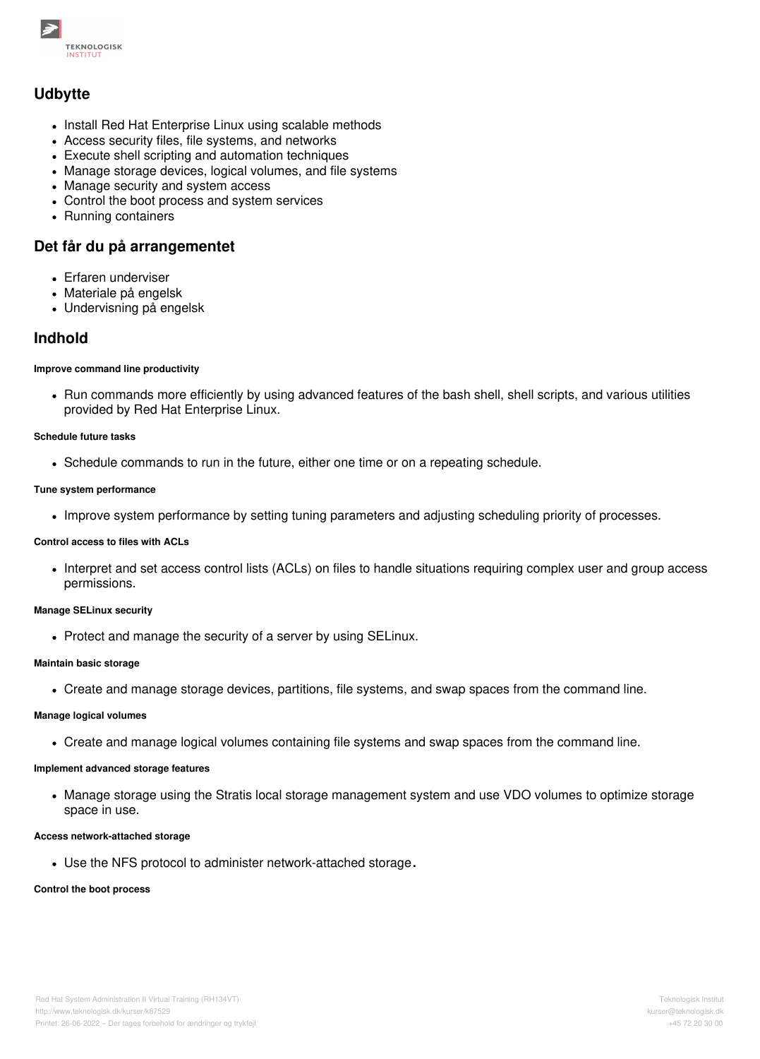## Udbytte

- Install Red Hat Enterprise Linux using scalable methods
- Access security files, file systems, and networks
- Execute shell scripting and automation techniques
- Manage storage devices, logical volumes, and file systems
- Manage security and system access
- Control the boot process and system services
- Running containers

## Det får du på arrangementet

- Erfaren underviser
- Materiale på engelsk
- Undervisning på engelsk

## Indhold

#### Improve command line productivity

- Run commands more efficiently by using advanced features of the bash shell, shell scripts, and various utilities provided by Red Hat Enterprise Linux.

#### Schedule future tasks

- Schedule commands to run in the future, either one time or on a repeating schedule.

#### Tune system performance

- Improve system performance by setting tuning parameters and adjusting scheduling priority of processes.

#### Control access to files with ACLs

- Interpret and set access control lists (ACLs) on files to handle situations requiring complex user and group access permissions.

#### Manage SELinux security

- Protect and manage the security of a server by using SELinux.

#### Maintain basic storage

- Create and manage storage devices, partitions, file systems, and swap spaces from the command line.

#### Manage logical volumes

- Create and manage logical volumes containing file systems and swap spaces from the command line.

#### Implement advanced storage features

- Manage storage using the Stratis local storage management system and use VDO volumes to optimize storage space in use.

#### Access network-attached storage

- Use the NFS protocol to administer network-attached storage.

#### Control the boot process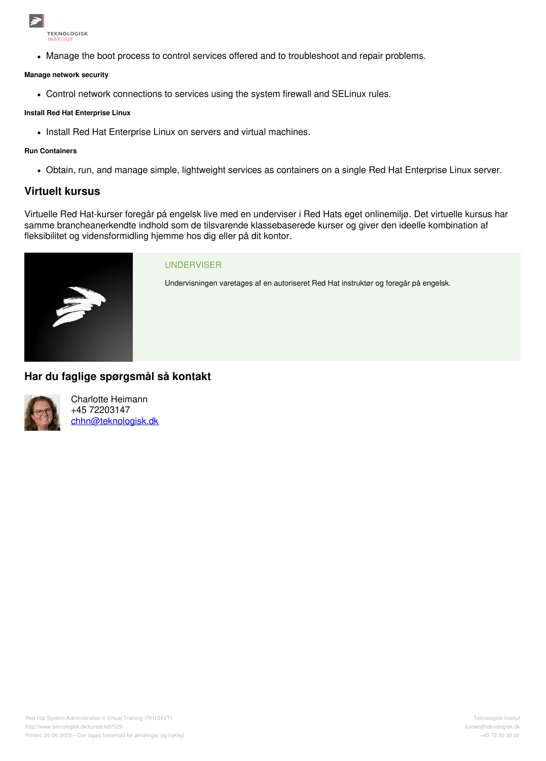- Manage the boot process to control services offered and to troubleshoot and repair problems.

**Manage network security**

- Control network connections to services using the system firewall and SELinux rules.

**Install Red Hat Enterprise Linux**

- Install Red Hat Enterprise Linux on servers and virtual machines.

**Run Containers**

- Obtain, run, and manage simple, lightweight services as containers on a single Red Hat Enterprise Linux server.

## Virtuelt kursus

Virtuelle Red Hat-kurser foregår på engelsk live med en underviser i Red Hats eget onlinemiljø. Det virtuelle kursus har samme brancheanerkendte indhold som de tilsvarende klassebaserede kurser og giver den ideelle kombination af fleksibilitet og vidensformidling hjemme hos dig eller på dit kontor.

UNDERVISER

Undervisningen varetages af en autoriseret Red Hat instruktør og foregår på engelsk.

## Har du faglige spørgsmål så kontakt

Charlotte Heimann
+45 72203147
chhn@teknologisk.dk